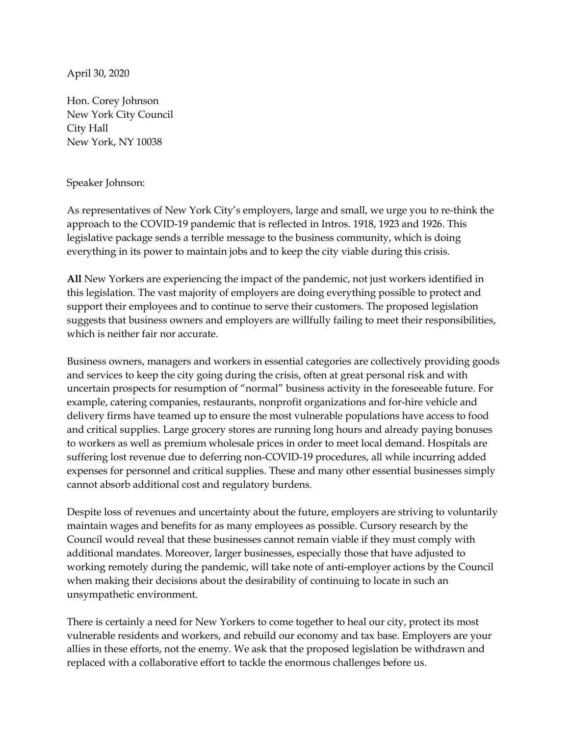April 30, 2020

Hon. Corey Johnson
New York City Council
City Hall
New York, NY 10038

Speaker Johnson:

As representatives of New York City's employers, large and small, we urge you to re-think the approach to the COVID-19 pandemic that is reflected in Intros. 1918, 1923 and 1926. This legislative package sends a terrible message to the business community, which is doing everything in its power to maintain jobs and to keep the city viable during this crisis.

**All** New Yorkers are experiencing the impact of the pandemic, not just workers identified in this legislation. The vast majority of employers are doing everything possible to protect and support their employees and to continue to serve their customers. The proposed legislation suggests that business owners and employers are willfully failing to meet their responsibilities, which is neither fair nor accurate.

Business owners, managers and workers in essential categories are collectively providing goods and services to keep the city going during the crisis, often at great personal risk and with uncertain prospects for resumption of "normal" business activity in the foreseeable future. For example, catering companies, restaurants, nonprofit organizations and for-hire vehicle and delivery firms have teamed up to ensure the most vulnerable populations have access to food and critical supplies. Large grocery stores are running long hours and already paying bonuses to workers as well as premium wholesale prices in order to meet local demand. Hospitals are suffering lost revenue due to deferring non-COVID-19 procedures, all while incurring added expenses for personnel and critical supplies. These and many other essential businesses simply cannot absorb additional cost and regulatory burdens.

Despite loss of revenues and uncertainty about the future, employers are striving to voluntarily maintain wages and benefits for as many employees as possible. Cursory research by the Council would reveal that these businesses cannot remain viable if they must comply with additional mandates. Moreover, larger businesses, especially those that have adjusted to working remotely during the pandemic, will take note of anti-employer actions by the Council when making their decisions about the desirability of continuing to locate in such an unsympathetic environment.

There is certainly a need for New Yorkers to come together to heal our city, protect its most vulnerable residents and workers, and rebuild our economy and tax base. Employers are your allies in these efforts, not the enemy. We ask that the proposed legislation be withdrawn and replaced with a collaborative effort to tackle the enormous challenges before us.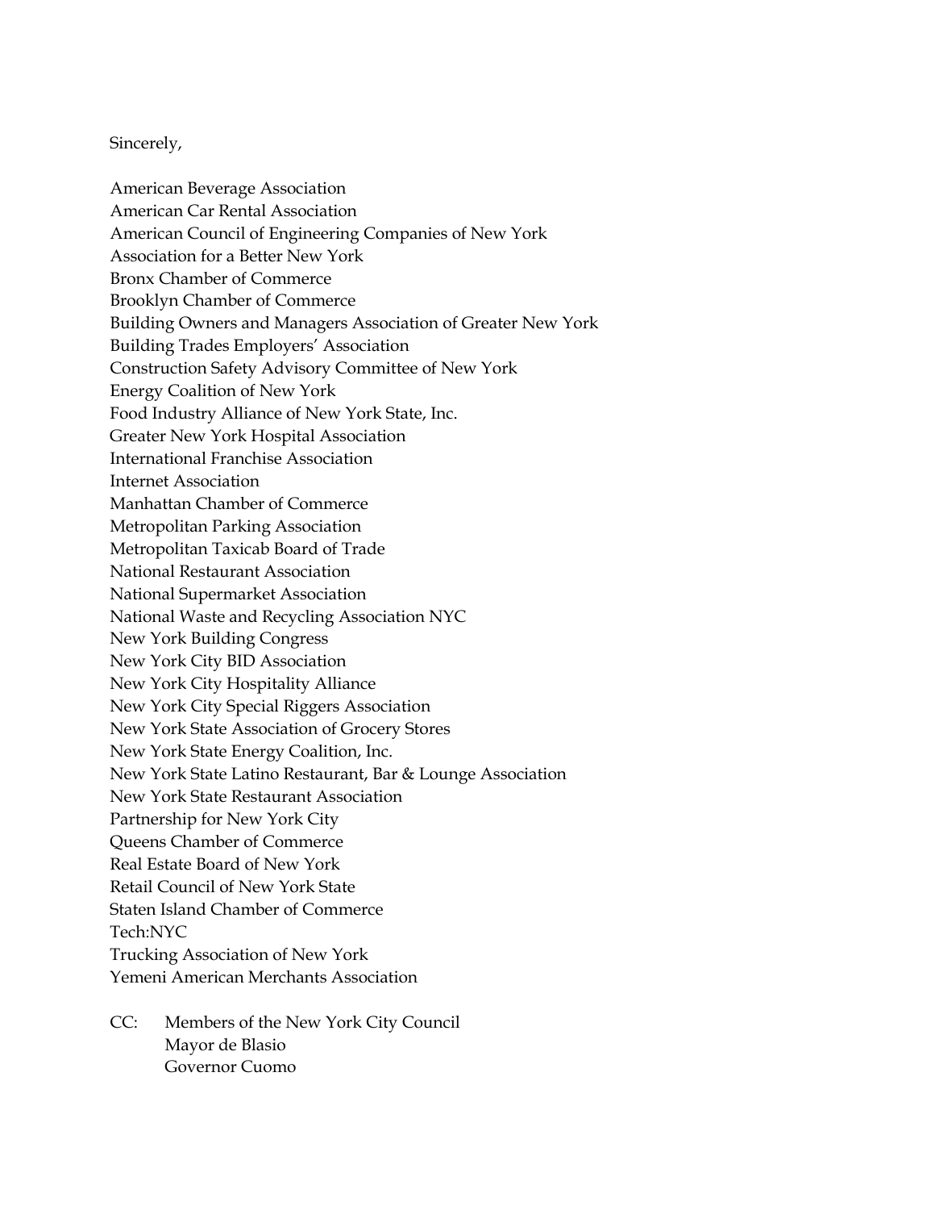Sincerely,

American Beverage Association
American Car Rental Association
American Council of Engineering Companies of New York
Association for a Better New York
Bronx Chamber of Commerce
Brooklyn Chamber of Commerce
Building Owners and Managers Association of Greater New York
Building Trades Employers' Association
Construction Safety Advisory Committee of New York
Energy Coalition of New York
Food Industry Alliance of New York State, Inc.
Greater New York Hospital Association
International Franchise Association
Internet Association
Manhattan Chamber of Commerce
Metropolitan Parking Association
Metropolitan Taxicab Board of Trade
National Restaurant Association
National Supermarket Association
National Waste and Recycling Association NYC
New York Building Congress
New York City BID Association
New York City Hospitality Alliance
New York City Special Riggers Association
New York State Association of Grocery Stores
New York State Energy Coalition, Inc.
New York State Latino Restaurant, Bar & Lounge Association
New York State Restaurant Association
Partnership for New York City
Queens Chamber of Commerce
Real Estate Board of New York
Retail Council of New York State
Staten Island Chamber of Commerce
Tech:NYC
Trucking Association of New York
Yemeni American Merchants Association

CC: Members of the New York City Council
Mayor de Blasio
Governor Cuomo